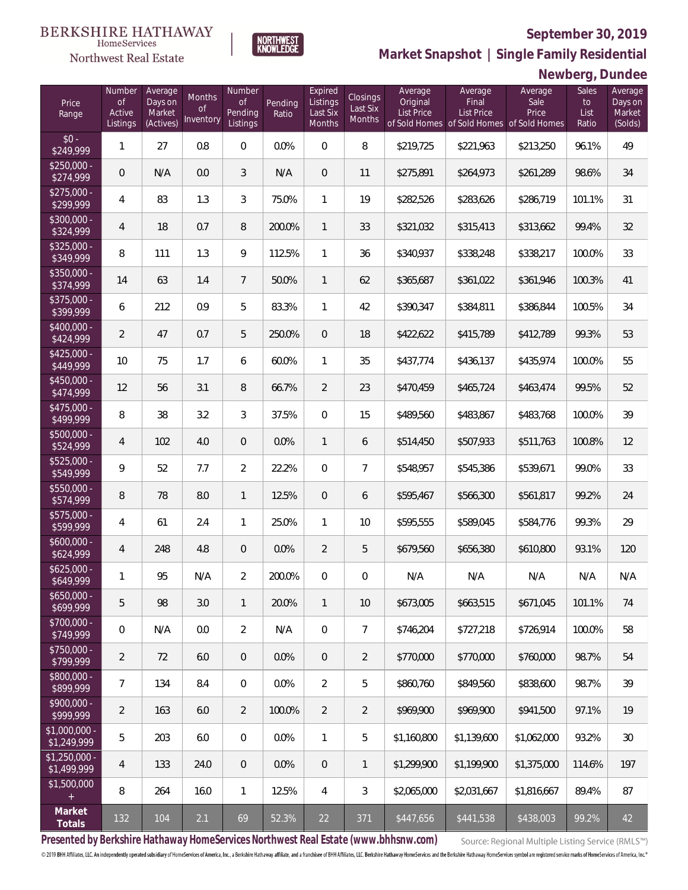BERKSHIRE HATHAWAY HomeServices Northwest Real Estate

NORTHWEST KNOWLEDGE

## September 30, 2019

## Market Snapshot | Single Family Residential

## Newberg, Dundee

| Price Range | Number of Active Listings | Average Days on Market (Actives) | Months of Inventory | Number of Pending Listings | Pending Ratio | Expired Listings Last Six Months | Closings Last Six Months | Average Original List Price of Sold Homes | Average Final List Price of Sold Homes | Average Sale Price of Sold Homes | Sales to List Ratio | Average Days on Market (Solds) |
|---|---|---|---|---|---|---|---|---|---|---|---|---|
| $0 - $249,999 | 1 | 27 | 0.8 | 0 | 0.0% | 0 | 8 | $219,725 | $221,963 | $213,250 | 96.1% | 49 |
| $250,000 - $274,999 | 0 | N/A | 0.0 | 3 | N/A | 0 | 11 | $275,891 | $264,973 | $261,289 | 98.6% | 34 |
| $275,000 - $299,999 | 4 | 83 | 1.3 | 3 | 75.0% | 1 | 19 | $282,526 | $283,626 | $286,719 | 101.1% | 31 |
| $300,000 - $324,999 | 4 | 18 | 0.7 | 8 | 200.0% | 1 | 33 | $321,032 | $315,413 | $313,662 | 99.4% | 32 |
| $325,000 - $349,999 | 8 | 111 | 1.3 | 9 | 112.5% | 1 | 36 | $340,937 | $338,248 | $338,217 | 100.0% | 33 |
| $350,000 - $374,999 | 14 | 63 | 1.4 | 7 | 50.0% | 1 | 62 | $365,687 | $361,022 | $361,946 | 100.3% | 41 |
| $375,000 - $399,999 | 6 | 212 | 0.9 | 5 | 83.3% | 1 | 42 | $390,347 | $384,811 | $386,844 | 100.5% | 34 |
| $400,000 - $424,999 | 2 | 47 | 0.7 | 5 | 250.0% | 0 | 18 | $422,622 | $415,789 | $412,789 | 99.3% | 53 |
| $425,000 - $449,999 | 10 | 75 | 1.7 | 6 | 60.0% | 1 | 35 | $437,774 | $436,137 | $435,974 | 100.0% | 55 |
| $450,000 - $474,999 | 12 | 56 | 3.1 | 8 | 66.7% | 2 | 23 | $470,459 | $465,724 | $463,474 | 99.5% | 52 |
| $475,000 - $499,999 | 8 | 38 | 3.2 | 3 | 37.5% | 0 | 15 | $489,560 | $483,867 | $483,768 | 100.0% | 39 |
| $500,000 - $524,999 | 4 | 102 | 4.0 | 0 | 0.0% | 1 | 6 | $514,450 | $507,933 | $511,763 | 100.8% | 12 |
| $525,000 - $549,999 | 9 | 52 | 7.7 | 2 | 22.2% | 0 | 7 | $548,957 | $545,386 | $539,671 | 99.0% | 33 |
| $550,000 - $574,999 | 8 | 78 | 8.0 | 1 | 12.5% | 0 | 6 | $595,467 | $566,300 | $561,817 | 99.2% | 24 |
| $575,000 - $599,999 | 4 | 61 | 2.4 | 1 | 25.0% | 1 | 10 | $595,555 | $589,045 | $584,776 | 99.3% | 29 |
| $600,000 - $624,999 | 4 | 248 | 4.8 | 0 | 0.0% | 2 | 5 | $679,560 | $656,380 | $610,800 | 93.1% | 120 |
| $625,000 - $649,999 | 1 | 95 | N/A | 2 | 200.0% | 0 | 0 | N/A | N/A | N/A | N/A | N/A |
| $650,000 - $699,999 | 5 | 98 | 3.0 | 1 | 20.0% | 1 | 10 | $673,005 | $663,515 | $671,045 | 101.1% | 74 |
| $700,000 - $749,999 | 0 | N/A | 0.0 | 2 | N/A | 0 | 7 | $746,204 | $727,218 | $726,914 | 100.0% | 58 |
| $750,000 - $799,999 | 2 | 72 | 6.0 | 0 | 0.0% | 0 | 2 | $770,000 | $770,000 | $760,000 | 98.7% | 54 |
| $800,000 - $899,999 | 7 | 134 | 8.4 | 0 | 0.0% | 2 | 5 | $860,760 | $849,560 | $838,600 | 98.7% | 39 |
| $900,000 - $999,999 | 2 | 163 | 6.0 | 2 | 100.0% | 2 | 2 | $969,900 | $969,900 | $941,500 | 97.1% | 19 |
| $1,000,000 - $1,249,999 | 5 | 203 | 6.0 | 0 | 0.0% | 1 | 5 | $1,160,800 | $1,139,600 | $1,062,000 | 93.2% | 30 |
| $1,250,000 - $1,499,999 | 4 | 133 | 24.0 | 0 | 0.0% | 0 | 1 | $1,299,900 | $1,199,900 | $1,375,000 | 114.6% | 197 |
| $1,500,000 + | 8 | 264 | 16.0 | 1 | 12.5% | 4 | 3 | $2,065,000 | $2,031,667 | $1,816,667 | 89.4% | 87 |
| **Market Totals** | 132 | 104 | 2.1 | 69 | 52.3% | 22 | 371 | $447,656 | $441,538 | $438,003 | 99.2% | 42 |

**Presented by Berkshire Hathaway HomeServices Northwest Real Estate (www.bhhsnw.com)**

Source: Regional Multiple Listing Service (RMLS™)

© 2019 BHH Affiliates, LLC. An independently operated subsidiary of HomeServices of America, Inc., a Berkshire Hathaway affiliate, and a franchisee of BHH Affiliates, LLC. Berkshire Hathaway HomeServices and the Berkshire Hathaway HomeServices symbol are registered service marks of HomeServices of America, Inc.®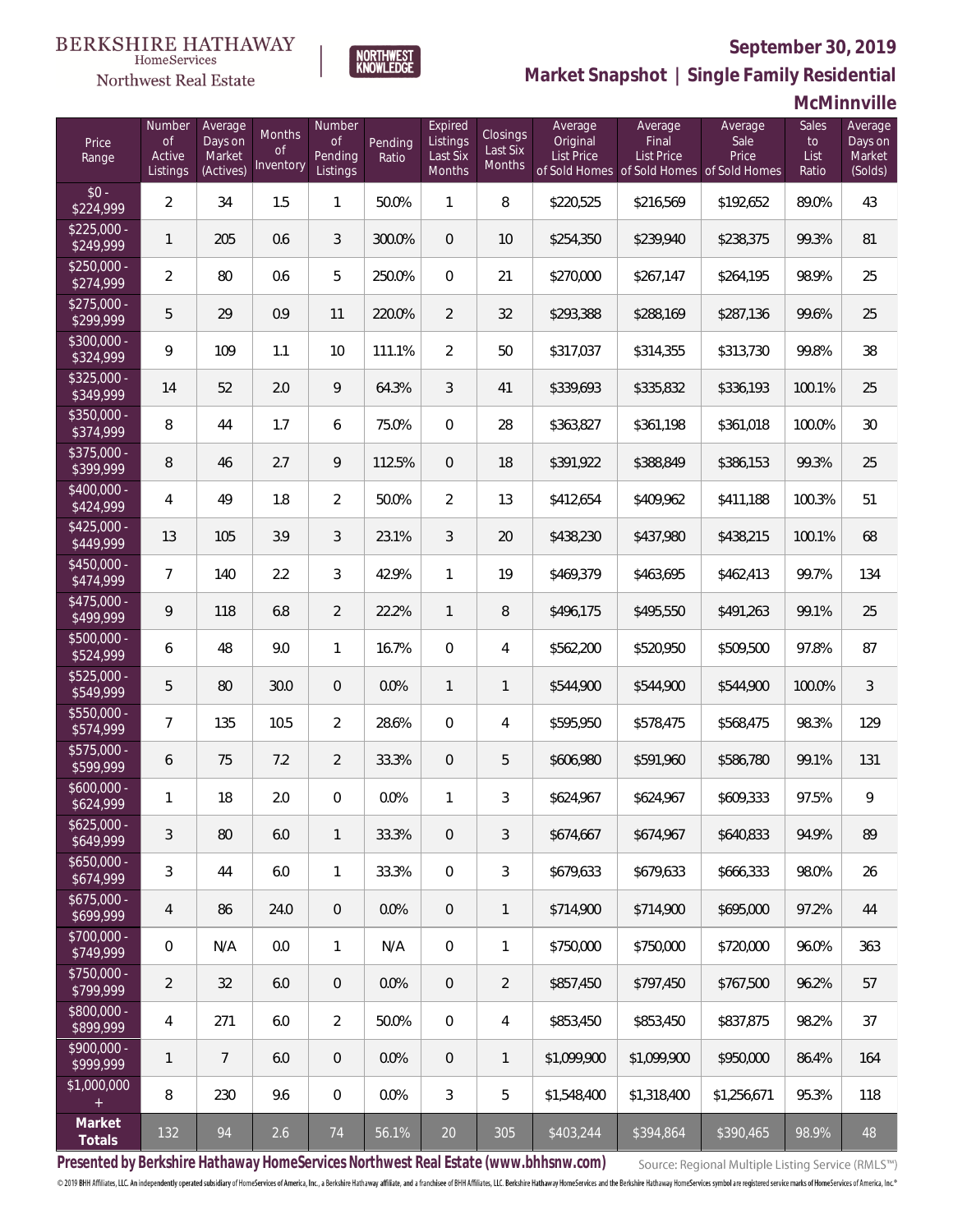BERKSHIRE HATHAWAY HomeServices Northwest Real Estate

NORTHWEST KNOWLEDGE

## September 30, 2019

## Market Snapshot | Single Family Residential

## McMinnville

| Price Range | Number of Active Listings | Average Days on Market (Actives) | Months of Inventory | Number of Pending Listings | Pending Ratio | Expired Listings Last Six Months | Closings Last Six Months | Average Original List Price of Sold Homes | Average Final List Price of Sold Homes | Average Sale Price of Sold Homes | Sales to List Ratio | Average Days on Market (Solds) |
|---|---|---|---|---|---|---|---|---|---|---|---|---|
| $0 - $224,999 | 2 | 34 | 1.5 | 1 | 50.0% | 1 | 8 | $220,525 | $216,569 | $192,652 | 89.0% | 43 |
| $225,000 - $249,999 | 1 | 205 | 0.6 | 3 | 300.0% | 0 | 10 | $254,350 | $239,940 | $238,375 | 99.3% | 81 |
| $250,000 - $274,999 | 2 | 80 | 0.6 | 5 | 250.0% | 0 | 21 | $270,000 | $267,147 | $264,195 | 98.9% | 25 |
| $275,000 - $299,999 | 5 | 29 | 0.9 | 11 | 220.0% | 2 | 32 | $293,388 | $288,169 | $287,136 | 99.6% | 25 |
| $300,000 - $324,999 | 9 | 109 | 1.1 | 10 | 111.1% | 2 | 50 | $317,037 | $314,355 | $313,730 | 99.8% | 38 |
| $325,000 - $349,999 | 14 | 52 | 2.0 | 9 | 64.3% | 3 | 41 | $339,693 | $335,832 | $336,193 | 100.1% | 25 |
| $350,000 - $374,999 | 8 | 44 | 1.7 | 6 | 75.0% | 0 | 28 | $363,827 | $361,198 | $361,018 | 100.0% | 30 |
| $375,000 - $399,999 | 8 | 46 | 2.7 | 9 | 112.5% | 0 | 18 | $391,922 | $388,849 | $386,153 | 99.3% | 25 |
| $400,000 - $424,999 | 4 | 49 | 1.8 | 2 | 50.0% | 2 | 13 | $412,654 | $409,962 | $411,188 | 100.3% | 51 |
| $425,000 - $449,999 | 13 | 105 | 3.9 | 3 | 23.1% | 3 | 20 | $438,230 | $437,980 | $438,215 | 100.1% | 68 |
| $450,000 - $474,999 | 7 | 140 | 2.2 | 3 | 42.9% | 1 | 19 | $469,379 | $463,695 | $462,413 | 99.7% | 134 |
| $475,000 - $499,999 | 9 | 118 | 6.8 | 2 | 22.2% | 1 | 8 | $496,175 | $495,550 | $491,263 | 99.1% | 25 |
| $500,000 - $524,999 | 6 | 48 | 9.0 | 1 | 16.7% | 0 | 4 | $562,200 | $520,950 | $509,500 | 97.8% | 87 |
| $525,000 - $549,999 | 5 | 80 | 30.0 | 0 | 0.0% | 1 | 1 | $544,900 | $544,900 | $544,900 | 100.0% | 3 |
| $550,000 - $574,999 | 7 | 135 | 10.5 | 2 | 28.6% | 0 | 4 | $595,950 | $578,475 | $568,475 | 98.3% | 129 |
| $575,000 - $599,999 | 6 | 75 | 7.2 | 2 | 33.3% | 0 | 5 | $606,980 | $591,960 | $586,780 | 99.1% | 131 |
| $600,000 - $624,999 | 1 | 18 | 2.0 | 0 | 0.0% | 1 | 3 | $624,967 | $624,967 | $609,333 | 97.5% | 9 |
| $625,000 - $649,999 | 3 | 80 | 6.0 | 1 | 33.3% | 0 | 3 | $674,667 | $674,967 | $640,833 | 94.9% | 89 |
| $650,000 - $674,999 | 3 | 44 | 6.0 | 1 | 33.3% | 0 | 3 | $679,633 | $679,633 | $666,333 | 98.0% | 26 |
| $675,000 - $699,999 | 4 | 86 | 24.0 | 0 | 0.0% | 0 | 1 | $714,900 | $714,900 | $695,000 | 97.2% | 44 |
| $700,000 - $749,999 | 0 | N/A | 0.0 | 1 | N/A | 0 | 1 | $750,000 | $750,000 | $720,000 | 96.0% | 363 |
| $750,000 - $799,999 | 2 | 32 | 6.0 | 0 | 0.0% | 0 | 2 | $857,450 | $797,450 | $767,500 | 96.2% | 57 |
| $800,000 - $899,999 | 4 | 271 | 6.0 | 2 | 50.0% | 0 | 4 | $853,450 | $853,450 | $837,875 | 98.2% | 37 |
| $900,000 - $999,999 | 1 | 7 | 6.0 | 0 | 0.0% | 0 | 1 | $1,099,900 | $1,099,900 | $950,000 | 86.4% | 164 |
| $1,000,000 + | 8 | 230 | 9.6 | 0 | 0.0% | 3 | 5 | $1,548,400 | $1,318,400 | $1,256,671 | 95.3% | 118 |
| **Market Totals** | 132 | 94 | 2.6 | 74 | 56.1% | 20 | 305 | $403,244 | $394,864 | $390,465 | 98.9% | 48 |

**Presented by Berkshire Hathaway HomeServices Northwest Real Estate (www.bhhsnw.com)**

Source: Regional Multiple Listing Service (RMLS™)

© 2019 BHH Affiliates, LLC. An independently operated subsidiary of HomeServices of America, Inc., a Berkshire Hathaway affiliate, and a franchisee of BHH Affiliates, LLC. Berkshire Hathaway HomeServices and the Berkshire Hathaway HomeServices symbol are registered service marks of HomeServices of America, Inc.®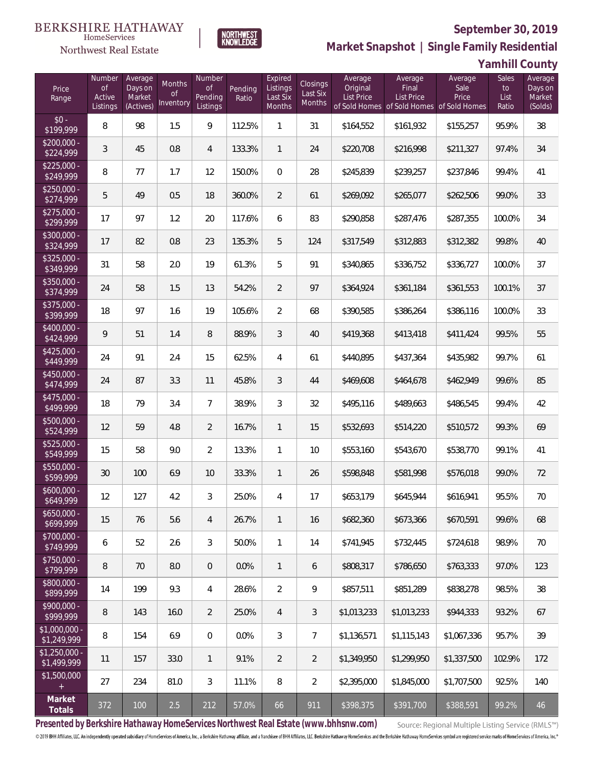BERKSHIRE HATHAWAY HomeServices Northwest Real Estate

NORTHWEST KNOWLEDGE

## September 30, 2019

## Market Snapshot | Single Family Residential

## Yamhill County

| Price Range | Number of Active Listings | Average Days on Market (Actives) | Months of Inventory | Number of Pending Listings | Pending Ratio | Expired Listings Last Six Months | Closings Last Six Months | Average Original List Price of Sold Homes | Average Final List Price of Sold Homes | Average Sale Price of Sold Homes | Sales to List Ratio | Average Days on Market (Solds) |
|---|---|---|---|---|---|---|---|---|---|---|---|---|
| $0 - $199,999 | 8 | 98 | 1.5 | 9 | 112.5% | 1 | 31 | $164,552 | $161,932 | $155,257 | 95.9% | 38 |
| $200,000 - $224,999 | 3 | 45 | 0.8 | 4 | 133.3% | 1 | 24 | $220,708 | $216,998 | $211,327 | 97.4% | 34 |
| $225,000 - $249,999 | 8 | 77 | 1.7 | 12 | 150.0% | 0 | 28 | $245,839 | $239,257 | $237,846 | 99.4% | 41 |
| $250,000 - $274,999 | 5 | 49 | 0.5 | 18 | 360.0% | 2 | 61 | $269,092 | $265,077 | $262,506 | 99.0% | 33 |
| $275,000 - $299,999 | 17 | 97 | 1.2 | 20 | 117.6% | 6 | 83 | $290,858 | $287,476 | $287,355 | 100.0% | 34 |
| $300,000 - $324,999 | 17 | 82 | 0.8 | 23 | 135.3% | 5 | 124 | $317,549 | $312,883 | $312,382 | 99.8% | 40 |
| $325,000 - $349,999 | 31 | 58 | 2.0 | 19 | 61.3% | 5 | 91 | $340,865 | $336,752 | $336,727 | 100.0% | 37 |
| $350,000 - $374,999 | 24 | 58 | 1.5 | 13 | 54.2% | 2 | 97 | $364,924 | $361,184 | $361,553 | 100.1% | 37 |
| $375,000 - $399,999 | 18 | 97 | 1.6 | 19 | 105.6% | 2 | 68 | $390,585 | $386,264 | $386,116 | 100.0% | 33 |
| $400,000 - $424,999 | 9 | 51 | 1.4 | 8 | 88.9% | 3 | 40 | $419,368 | $413,418 | $411,424 | 99.5% | 55 |
| $425,000 - $449,999 | 24 | 91 | 2.4 | 15 | 62.5% | 4 | 61 | $440,895 | $437,364 | $435,982 | 99.7% | 61 |
| $450,000 - $474,999 | 24 | 87 | 3.3 | 11 | 45.8% | 3 | 44 | $469,608 | $464,678 | $462,949 | 99.6% | 85 |
| $475,000 - $499,999 | 18 | 79 | 3.4 | 7 | 38.9% | 3 | 32 | $495,116 | $489,663 | $486,545 | 99.4% | 42 |
| $500,000 - $524,999 | 12 | 59 | 4.8 | 2 | 16.7% | 1 | 15 | $532,693 | $514,220 | $510,572 | 99.3% | 69 |
| $525,000 - $549,999 | 15 | 58 | 9.0 | 2 | 13.3% | 1 | 10 | $553,160 | $543,670 | $538,770 | 99.1% | 41 |
| $550,000 - $599,999 | 30 | 100 | 6.9 | 10 | 33.3% | 1 | 26 | $598,848 | $581,998 | $576,018 | 99.0% | 72 |
| $600,000 - $649,999 | 12 | 127 | 4.2 | 3 | 25.0% | 4 | 17 | $653,179 | $645,944 | $616,941 | 95.5% | 70 |
| $650,000 - $699,999 | 15 | 76 | 5.6 | 4 | 26.7% | 1 | 16 | $682,360 | $673,366 | $670,591 | 99.6% | 68 |
| $700,000 - $749,999 | 6 | 52 | 2.6 | 3 | 50.0% | 1 | 14 | $741,945 | $732,445 | $724,618 | 98.9% | 70 |
| $750,000 - $799,999 | 8 | 70 | 8.0 | 0 | 0.0% | 1 | 6 | $808,317 | $786,650 | $763,333 | 97.0% | 123 |
| $800,000 - $899,999 | 14 | 199 | 9.3 | 4 | 28.6% | 2 | 9 | $857,511 | $851,289 | $838,278 | 98.5% | 38 |
| $900,000 - $999,999 | 8 | 143 | 16.0 | 2 | 25.0% | 4 | 3 | $1,013,233 | $1,013,233 | $944,333 | 93.2% | 67 |
| $1,000,000 - $1,249,999 | 8 | 154 | 6.9 | 0 | 0.0% | 3 | 7 | $1,136,571 | $1,115,143 | $1,067,336 | 95.7% | 39 |
| $1,250,000 - $1,499,999 | 11 | 157 | 33.0 | 1 | 9.1% | 2 | 2 | $1,349,950 | $1,299,950 | $1,337,500 | 102.9% | 172 |
| $1,500,000 + | 27 | 234 | 81.0 | 3 | 11.1% | 8 | 2 | $2,395,000 | $1,845,000 | $1,707,500 | 92.5% | 140 |
| **Market Totals** | 372 | 100 | 2.5 | 212 | 57.0% | 66 | 911 | $398,375 | $391,700 | $388,591 | 99.2% | 46 |

**Presented by Berkshire Hathaway HomeServices Northwest Real Estate (www.bhhsnw.com)**

Source: Regional Multiple Listing Service (RMLS™)

© 2019 BHH Affiliates, LLC. An independently operated subsidiary of HomeServices of America, Inc., a Berkshire Hathaway affiliate, and a franchisee of BHH Affiliates, LLC. Berkshire Hathaway HomeServices and the Berkshire Hathaway HomeServices symbol are registered service marks of HomeServices of America, Inc.®